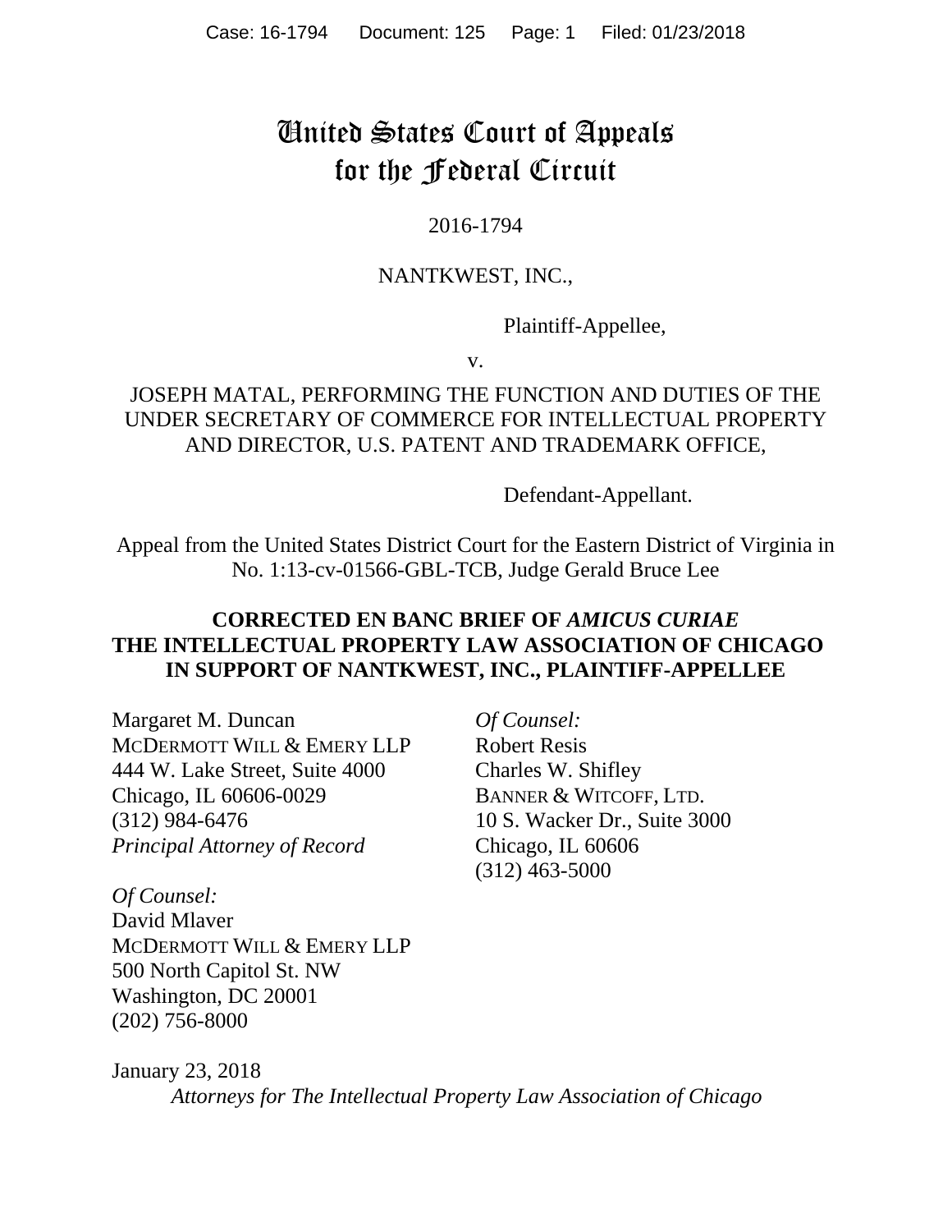# United States Court of Appeals for the Federal Circuit

2016-1794

NANTKWEST, INC.,

Plaintiff-Appellee,

v.

JOSEPH MATAL, PERFORMING THE FUNCTION AND DUTIES OF THE UNDER SECRETARY OF COMMERCE FOR INTELLECTUAL PROPERTY AND DIRECTOR, U.S. PATENT AND TRADEMARK OFFICE,

Defendant-Appellant.

Appeal from the United States District Court for the Eastern District of Virginia in No. 1:13-cv-01566-GBL-TCB, Judge Gerald Bruce Lee

**CORRECTED EN BANC BRIEF OF *AMICUS CURIAE* THE INTELLECTUAL PROPERTY LAW ASSOCIATION OF CHICAGO IN SUPPORT OF NANTKWEST, INC., PLAINTIFF-APPELLEE**

Margaret M. Duncan
MCDERMOTT WILL & EMERY LLP
444 W. Lake Street, Suite 4000
Chicago, IL 60606-0029
(312) 984-6476
*Principal Attorney of Record*

*Of Counsel:*
David Mlaver
MCDERMOTT WILL & EMERY LLP
500 North Capitol St. NW
Washington, DC 20001
(202) 756-8000

*Of Counsel:*
Robert Resis
Charles W. Shifley
BANNER & WITCOFF, LTD.
10 S. Wacker Dr., Suite 3000
Chicago, IL 60606
(312) 463-5000

January 23, 2018

*Attorneys for The Intellectual Property Law Association of Chicago*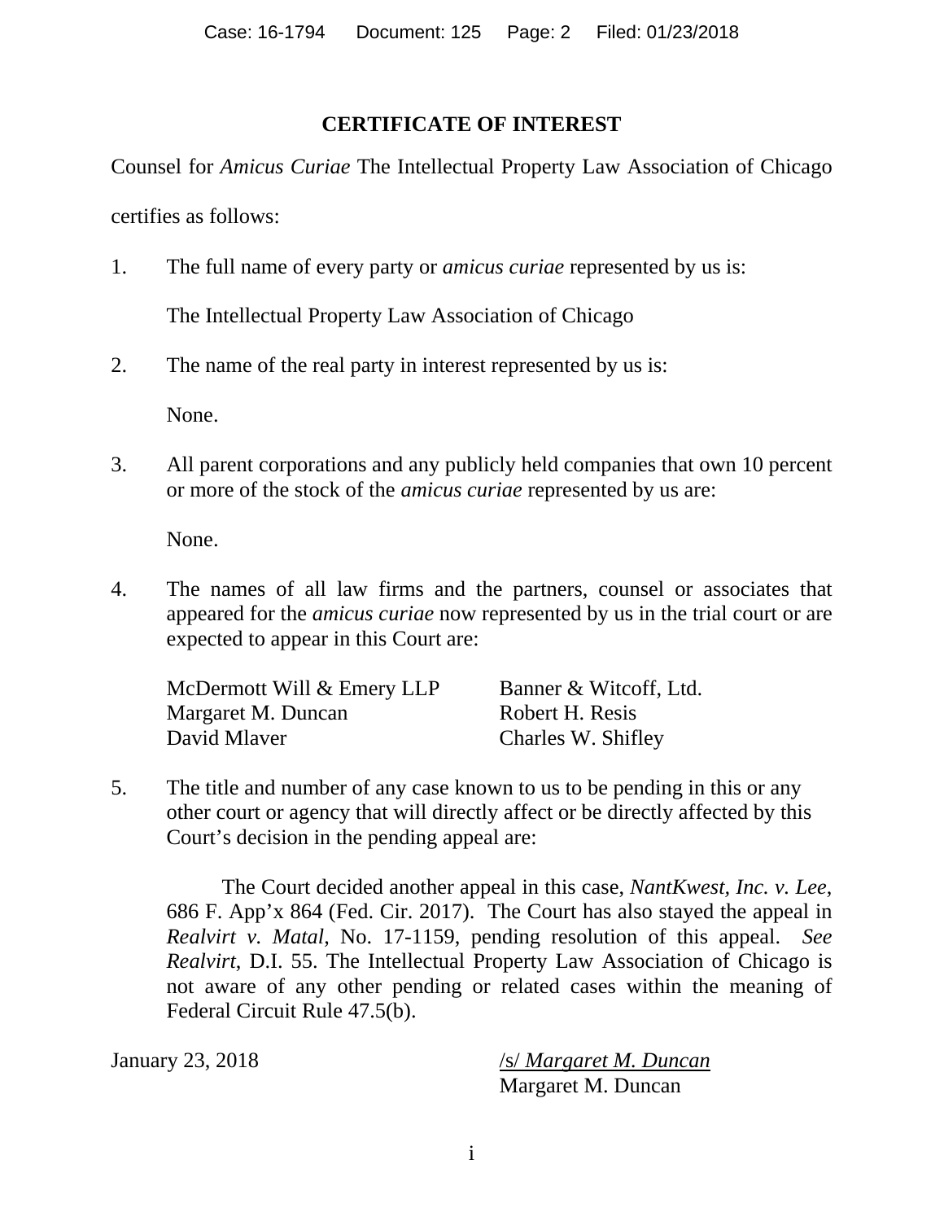## CERTIFICATE OF INTEREST

Counsel for *Amicus Curiae* The Intellectual Property Law Association of Chicago certifies as follows:

1. The full name of every party or *amicus curiae* represented by us is:

   The Intellectual Property Law Association of Chicago

2. The name of the real party in interest represented by us is:

   None.

3. All parent corporations and any publicly held companies that own 10 percent or more of the stock of the *amicus curiae* represented by us are:

   None.

4. The names of all law firms and the partners, counsel or associates that appeared for the *amicus curiae* now represented by us in the trial court or are expected to appear in this Court are:

   McDermott Will & Emery LLP
   Margaret M. Duncan
   David Mlaver

   Banner & Witcoff, Ltd.
   Robert H. Resis
   Charles W. Shifley

5. The title and number of any case known to us to be pending in this or any other court or agency that will directly affect or be directly affected by this Court's decision in the pending appeal are:

   The Court decided another appeal in this case, *NantKwest, Inc. v. Lee*, 686 F. App'x 864 (Fed. Cir. 2017). The Court has also stayed the appeal in *Realvirt v. Matal,* No. 17-1159, pending resolution of this appeal. *See Realvirt*, D.I. 55. The Intellectual Property Law Association of Chicago is not aware of any other pending or related cases within the meaning of Federal Circuit Rule 47.5(b).

January 23, 2018

/s/ *Margaret M. Duncan*
Margaret M. Duncan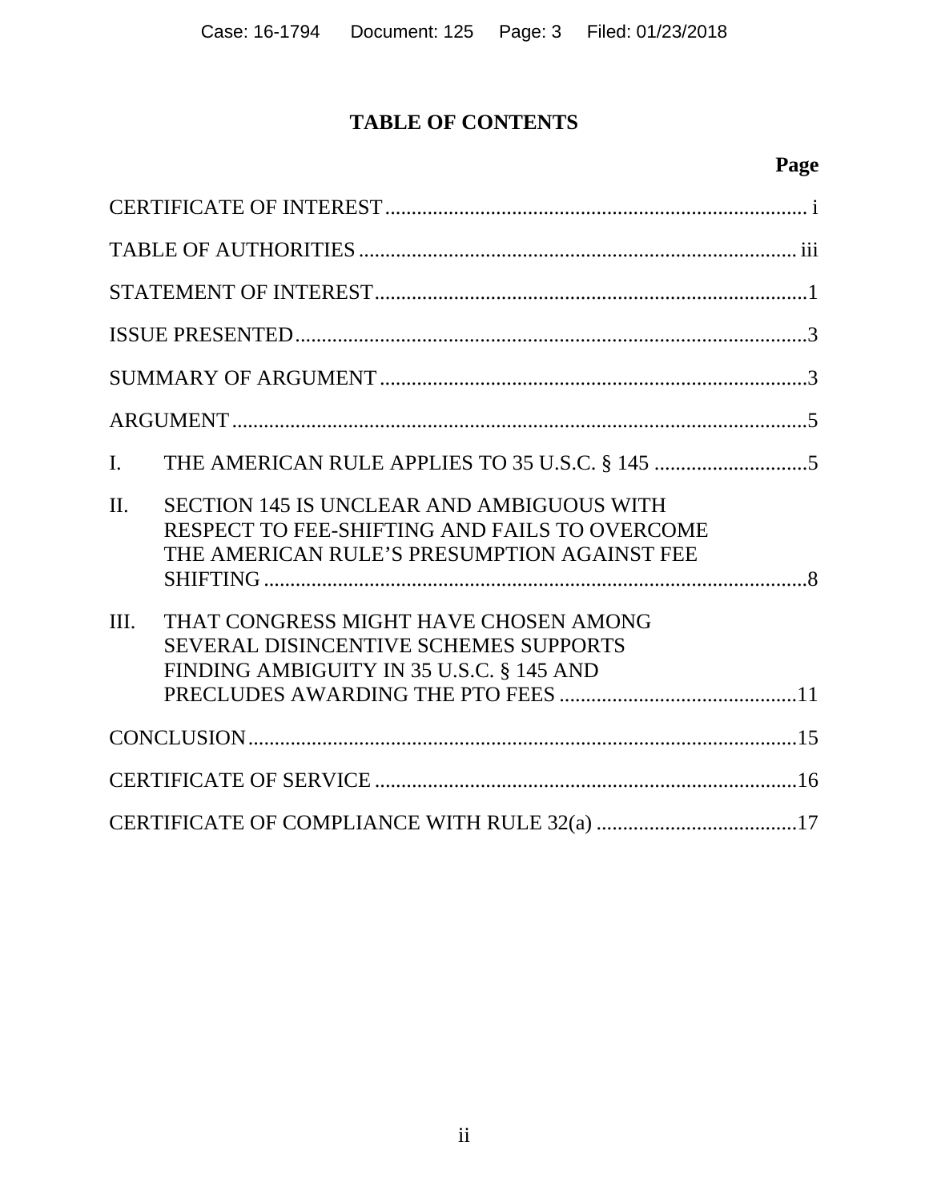# TABLE OF CONTENTS

| | Page |
|---|---|
| CERTIFICATE OF INTEREST | i |
| TABLE OF AUTHORITIES | iii |
| STATEMENT OF INTEREST | 1 |
| ISSUE PRESENTED | 3 |
| SUMMARY OF ARGUMENT | 3 |
| ARGUMENT | 5 |
| I. THE AMERICAN RULE APPLIES TO 35 U.S.C. § 145 | 5 |
| II. SECTION 145 IS UNCLEAR AND AMBIGUOUS WITH RESPECT TO FEE-SHIFTING AND FAILS TO OVERCOME THE AMERICAN RULE'S PRESUMPTION AGAINST FEE SHIFTING | 8 |
| III. THAT CONGRESS MIGHT HAVE CHOSEN AMONG SEVERAL DISINCENTIVE SCHEMES SUPPORTS FINDING AMBIGUITY IN 35 U.S.C. § 145 AND PRECLUDES AWARDING THE PTO FEES | 11 |
| CONCLUSION | 15 |
| CERTIFICATE OF SERVICE | 16 |
| CERTIFICATE OF COMPLIANCE WITH RULE 32(a) | 17 |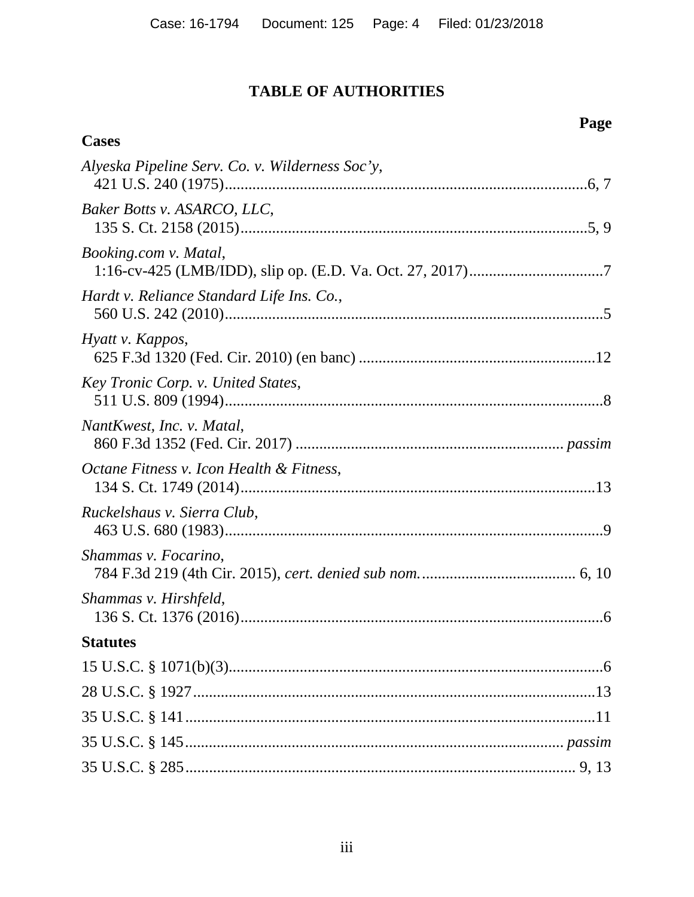# TABLE OF AUTHORITIES

**Page**

**Cases**

*Alyeska Pipeline Serv. Co. v. Wilderness Soc'y*,
421 U.S. 240 (1975)....................................................................................6, 7

*Baker Botts v. ASARCO, LLC*,
135 S. Ct. 2158 (2015)....................................................................................5, 9

*Booking.com v. Matal*,
1:16-cv-425 (LMB/IDD), slip op. (E.D. Va. Oct. 27, 2017)..................................7

*Hardt v. Reliance Standard Life Ins. Co.*,
560 U.S. 242 (2010)...............................................................................................5

*Hyatt v. Kappos*,
625 F.3d 1320 (Fed. Cir. 2010) (en banc) ...........................................................12

*Key Tronic Corp. v. United States*,
511 U.S. 809 (1994)...............................................................................................8

*NantKwest, Inc. v. Matal*,
860 F.3d 1352 (Fed. Cir. 2017) .................................................................. *passim*

*Octane Fitness v. Icon Health & Fitness*,
134 S. Ct. 1749 (2014)..........................................................................................13

*Ruckelshaus v. Sierra Club*,
463 U.S. 680 (1983)...............................................................................................9

*Shammas v. Focarino*,
784 F.3d 219 (4th Cir. 2015), *cert. denied sub nom.*....................................... 6, 10

*Shammas v. Hirshfeld*,
136 S. Ct. 1376 (2016)...........................................................................................6

**Statutes**

15 U.S.C. § 1071(b)(3)...............................................................................................6

28 U.S.C. § 1927......................................................................................................13

35 U.S.C. § 141........................................................................................................11

35 U.S.C. § 145............................................................................................. *passim*

35 U.S.C. § 285................................................................................................. 9, 13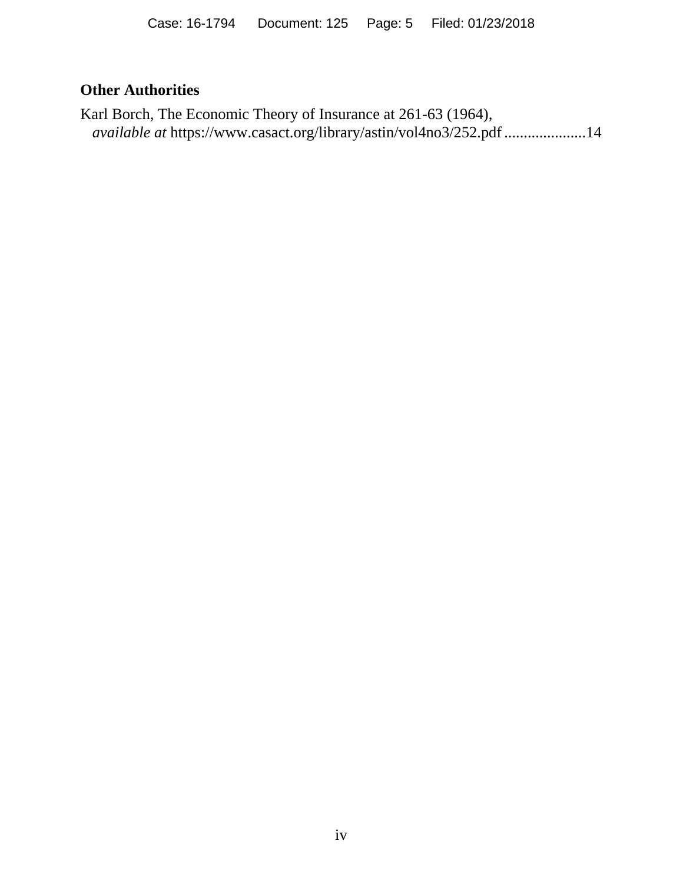### Other Authorities

Karl Borch, The Economic Theory of Insurance at 261-63 (1964), *available at* https://www.casact.org/library/astin/vol4no3/252.pdf .....................14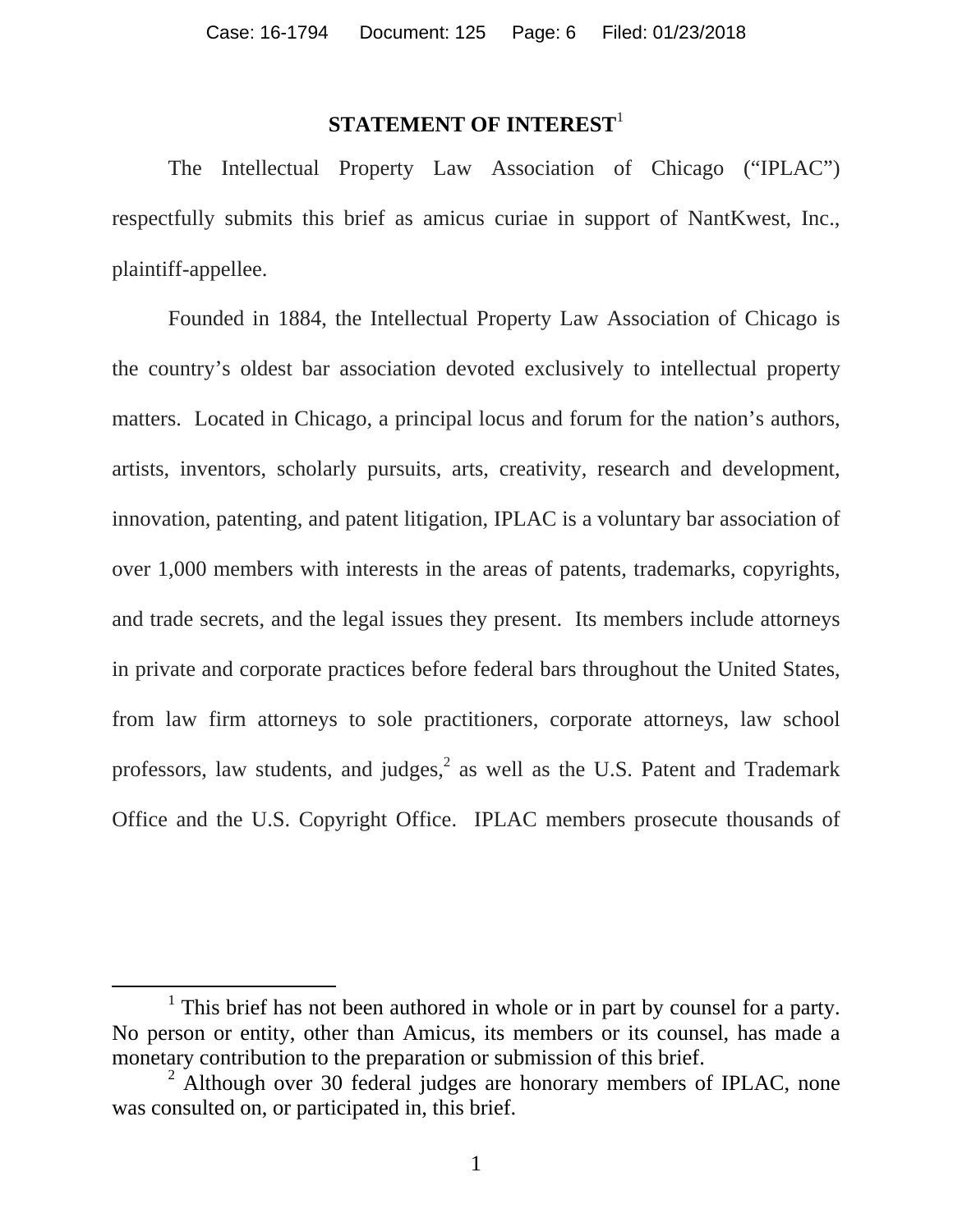## STATEMENT OF INTEREST[1]

The Intellectual Property Law Association of Chicago ("IPLAC") respectfully submits this brief as amicus curiae in support of NantKwest, Inc., plaintiff-appellee.

Founded in 1884, the Intellectual Property Law Association of Chicago is the country's oldest bar association devoted exclusively to intellectual property matters. Located in Chicago, a principal locus and forum for the nation's authors, artists, inventors, scholarly pursuits, arts, creativity, research and development, innovation, patenting, and patent litigation, IPLAC is a voluntary bar association of over 1,000 members with interests in the areas of patents, trademarks, copyrights, and trade secrets, and the legal issues they present. Its members include attorneys in private and corporate practices before federal bars throughout the United States, from law firm attorneys to sole practitioners, corporate attorneys, law school professors, law students, and judges,[2] as well as the U.S. Patent and Trademark Office and the U.S. Copyright Office. IPLAC members prosecute thousands of

---

[1] This brief has not been authored in whole or in part by counsel for a party. No person or entity, other than Amicus, its members or its counsel, has made a monetary contribution to the preparation or submission of this brief.

[2] Although over 30 federal judges are honorary members of IPLAC, none was consulted on, or participated in, this brief.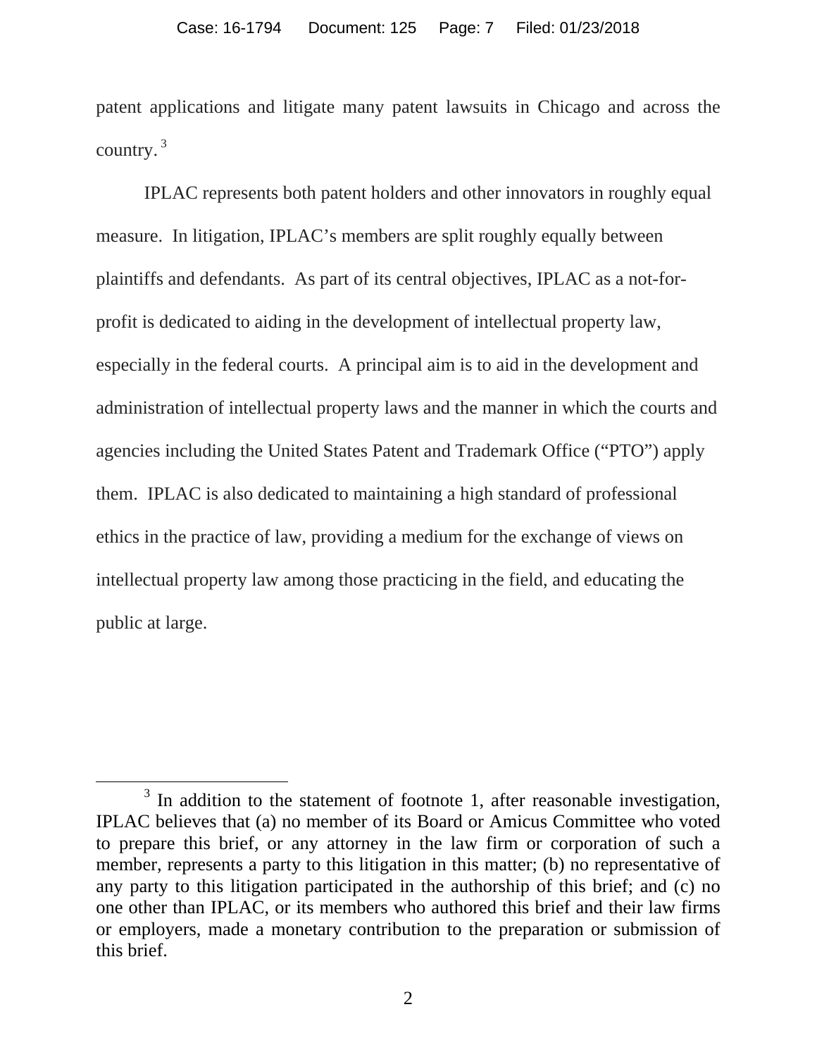patent applications and litigate many patent lawsuits in Chicago and across the country.[3]

IPLAC represents both patent holders and other innovators in roughly equal measure. In litigation, IPLAC's members are split roughly equally between plaintiffs and defendants. As part of its central objectives, IPLAC as a not-for-profit is dedicated to aiding in the development of intellectual property law, especially in the federal courts. A principal aim is to aid in the development and administration of intellectual property laws and the manner in which the courts and agencies including the United States Patent and Trademark Office ("PTO") apply them. IPLAC is also dedicated to maintaining a high standard of professional ethics in the practice of law, providing a medium for the exchange of views on intellectual property law among those practicing in the field, and educating the public at large.

---

[3] In addition to the statement of footnote 1, after reasonable investigation, IPLAC believes that (a) no member of its Board or Amicus Committee who voted to prepare this brief, or any attorney in the law firm or corporation of such a member, represents a party to this litigation in this matter; (b) no representative of any party to this litigation participated in the authorship of this brief; and (c) no one other than IPLAC, or its members who authored this brief and their law firms or employers, made a monetary contribution to the preparation or submission of this brief.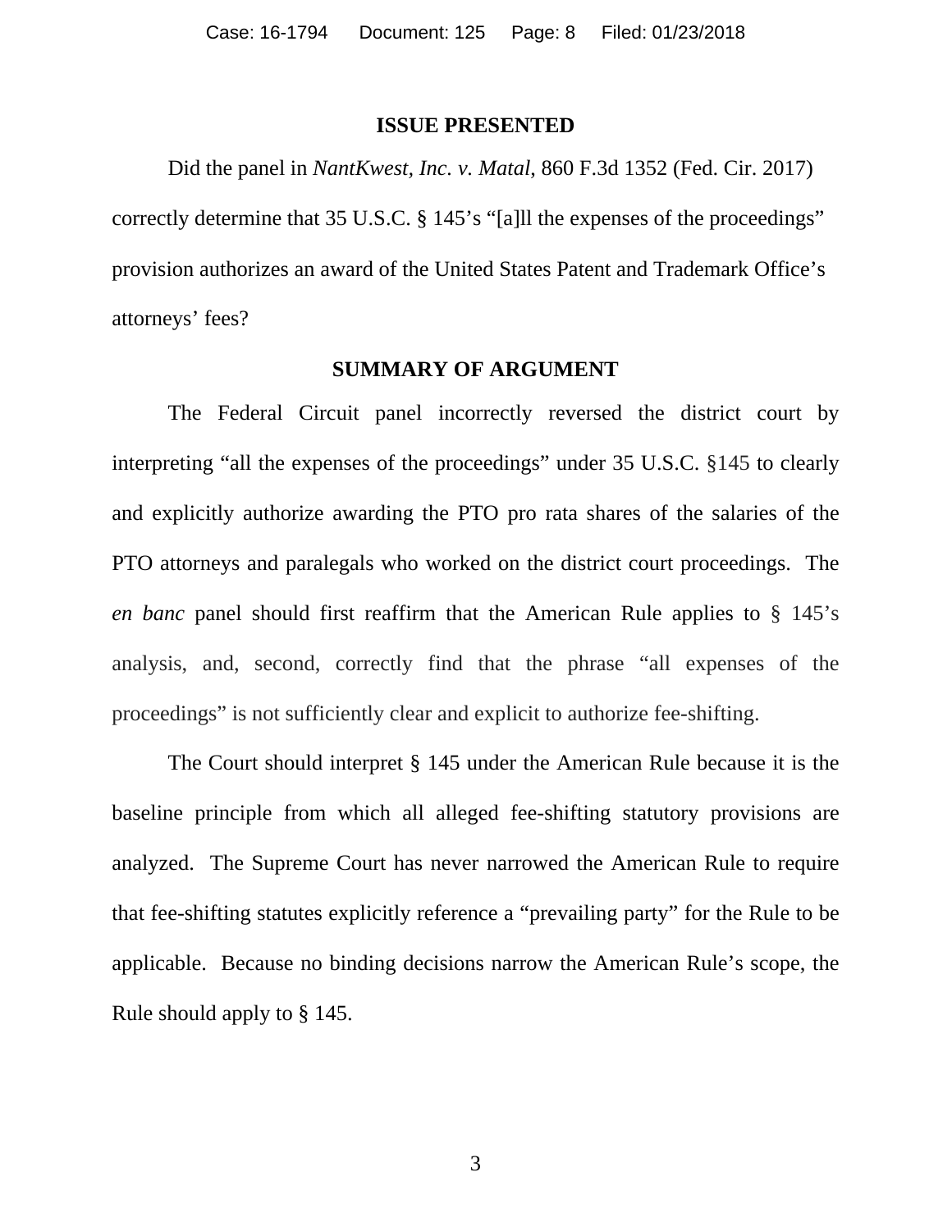## ISSUE PRESENTED

Did the panel in *NantKwest, Inc. v. Matal*, 860 F.3d 1352 (Fed. Cir. 2017) correctly determine that 35 U.S.C. § 145's "[a]ll the expenses of the proceedings" provision authorizes an award of the United States Patent and Trademark Office's attorneys' fees?

## SUMMARY OF ARGUMENT

The Federal Circuit panel incorrectly reversed the district court by interpreting "all the expenses of the proceedings" under 35 U.S.C. §145 to clearly and explicitly authorize awarding the PTO pro rata shares of the salaries of the PTO attorneys and paralegals who worked on the district court proceedings. The *en banc* panel should first reaffirm that the American Rule applies to § 145's analysis, and, second, correctly find that the phrase "all expenses of the proceedings" is not sufficiently clear and explicit to authorize fee-shifting.

The Court should interpret § 145 under the American Rule because it is the baseline principle from which all alleged fee-shifting statutory provisions are analyzed. The Supreme Court has never narrowed the American Rule to require that fee-shifting statutes explicitly reference a "prevailing party" for the Rule to be applicable. Because no binding decisions narrow the American Rule's scope, the Rule should apply to § 145.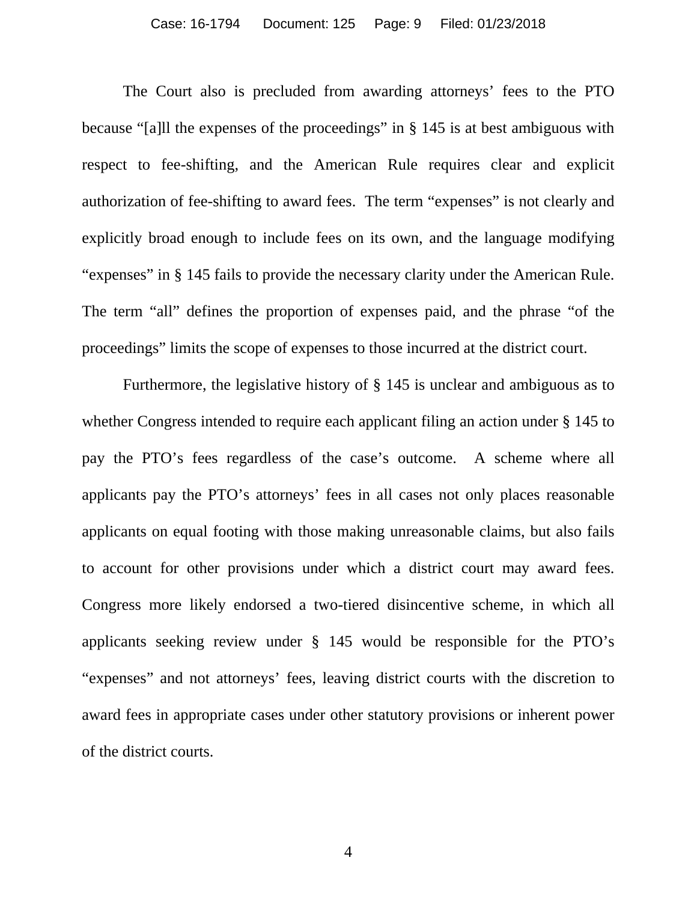The Court also is precluded from awarding attorneys' fees to the PTO because "[a]ll the expenses of the proceedings" in § 145 is at best ambiguous with respect to fee-shifting, and the American Rule requires clear and explicit authorization of fee-shifting to award fees. The term "expenses" is not clearly and explicitly broad enough to include fees on its own, and the language modifying "expenses" in § 145 fails to provide the necessary clarity under the American Rule. The term "all" defines the proportion of expenses paid, and the phrase "of the proceedings" limits the scope of expenses to those incurred at the district court.

Furthermore, the legislative history of § 145 is unclear and ambiguous as to whether Congress intended to require each applicant filing an action under § 145 to pay the PTO's fees regardless of the case's outcome. A scheme where all applicants pay the PTO's attorneys' fees in all cases not only places reasonable applicants on equal footing with those making unreasonable claims, but also fails to account for other provisions under which a district court may award fees. Congress more likely endorsed a two-tiered disincentive scheme, in which all applicants seeking review under § 145 would be responsible for the PTO's "expenses" and not attorneys' fees, leaving district courts with the discretion to award fees in appropriate cases under other statutory provisions or inherent power of the district courts.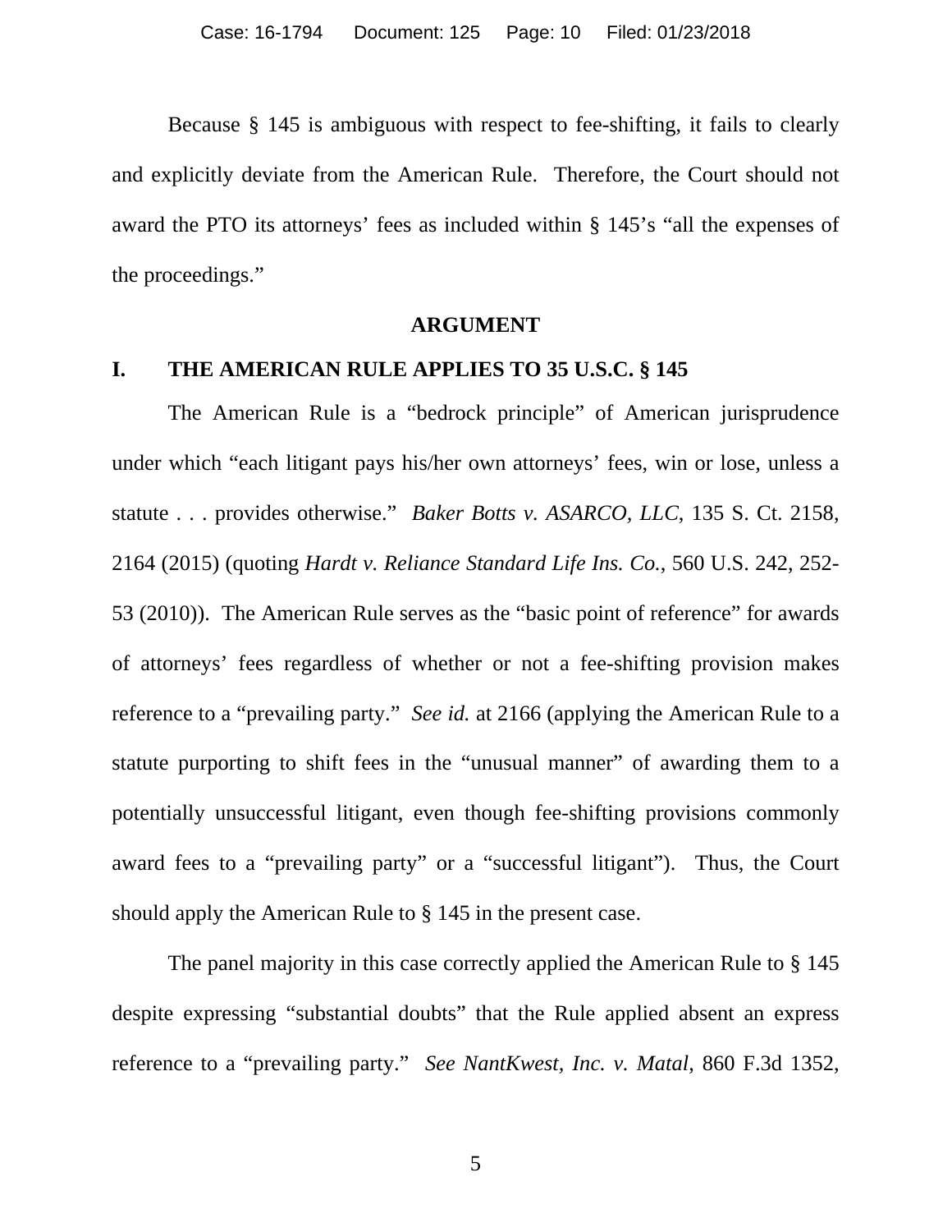Because § 145 is ambiguous with respect to fee-shifting, it fails to clearly and explicitly deviate from the American Rule. Therefore, the Court should not award the PTO its attorneys' fees as included within § 145's "all the expenses of the proceedings."

## ARGUMENT

### I. THE AMERICAN RULE APPLIES TO 35 U.S.C. § 145

The American Rule is a "bedrock principle" of American jurisprudence under which "each litigant pays his/her own attorneys' fees, win or lose, unless a statute . . . provides otherwise." *Baker Botts v. ASARCO, LLC*, 135 S. Ct. 2158, 2164 (2015) (quoting *Hardt v. Reliance Standard Life Ins. Co.*, 560 U.S. 242, 252-53 (2010)). The American Rule serves as the "basic point of reference" for awards of attorneys' fees regardless of whether or not a fee-shifting provision makes reference to a "prevailing party." *See id.* at 2166 (applying the American Rule to a statute purporting to shift fees in the "unusual manner" of awarding them to a potentially unsuccessful litigant, even though fee-shifting provisions commonly award fees to a "prevailing party" or a "successful litigant"). Thus, the Court should apply the American Rule to § 145 in the present case.

The panel majority in this case correctly applied the American Rule to § 145 despite expressing "substantial doubts" that the Rule applied absent an express reference to a "prevailing party." *See NantKwest, Inc. v. Matal*, 860 F.3d 1352,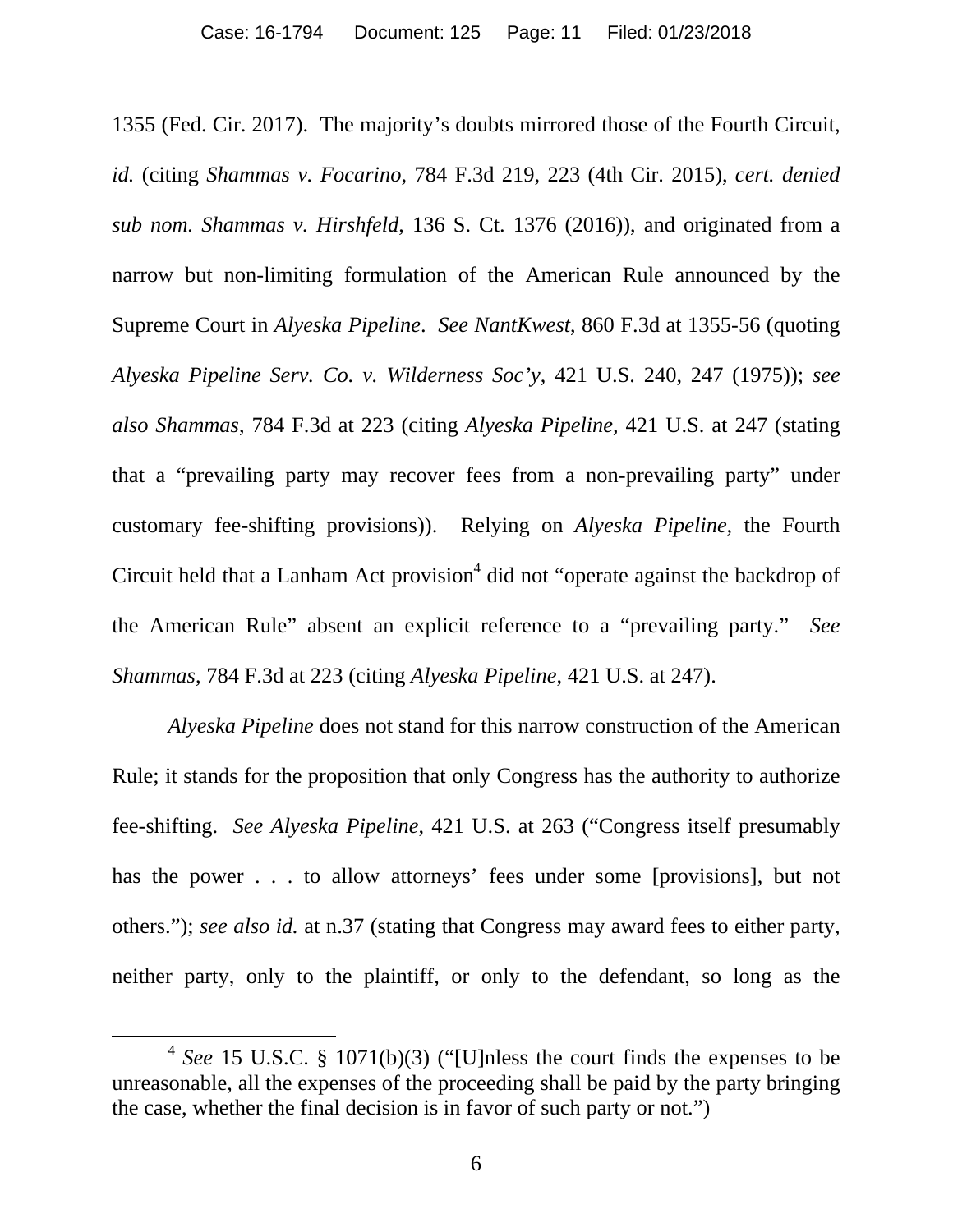1355 (Fed. Cir. 2017). The majority's doubts mirrored those of the Fourth Circuit, *id.* (citing *Shammas v. Focarino*, 784 F.3d 219, 223 (4th Cir. 2015), *cert. denied sub nom. Shammas v. Hirshfeld*, 136 S. Ct. 1376 (2016)), and originated from a narrow but non-limiting formulation of the American Rule announced by the Supreme Court in *Alyeska Pipeline*. *See NantKwest*, 860 F.3d at 1355-56 (quoting *Alyeska Pipeline Serv. Co. v. Wilderness Soc'y*, 421 U.S. 240, 247 (1975)); *see also Shammas*, 784 F.3d at 223 (citing *Alyeska Pipeline*, 421 U.S. at 247 (stating that a "prevailing party may recover fees from a non-prevailing party" under customary fee-shifting provisions)). Relying on *Alyeska Pipeline*, the Fourth Circuit held that a Lanham Act provision[4] did not "operate against the backdrop of the American Rule" absent an explicit reference to a "prevailing party." *See Shammas*, 784 F.3d at 223 (citing *Alyeska Pipeline*, 421 U.S. at 247).

*Alyeska Pipeline* does not stand for this narrow construction of the American Rule; it stands for the proposition that only Congress has the authority to authorize fee-shifting. *See Alyeska Pipeline*, 421 U.S. at 263 ("Congress itself presumably has the power . . . to allow attorneys' fees under some [provisions], but not others."); *see also id.* at n.37 (stating that Congress may award fees to either party, neither party, only to the plaintiff, or only to the defendant, so long as the

[4] *See* 15 U.S.C. § 1071(b)(3) ("[U]nless the court finds the expenses to be unreasonable, all the expenses of the proceeding shall be paid by the party bringing the case, whether the final decision is in favor of such party or not.")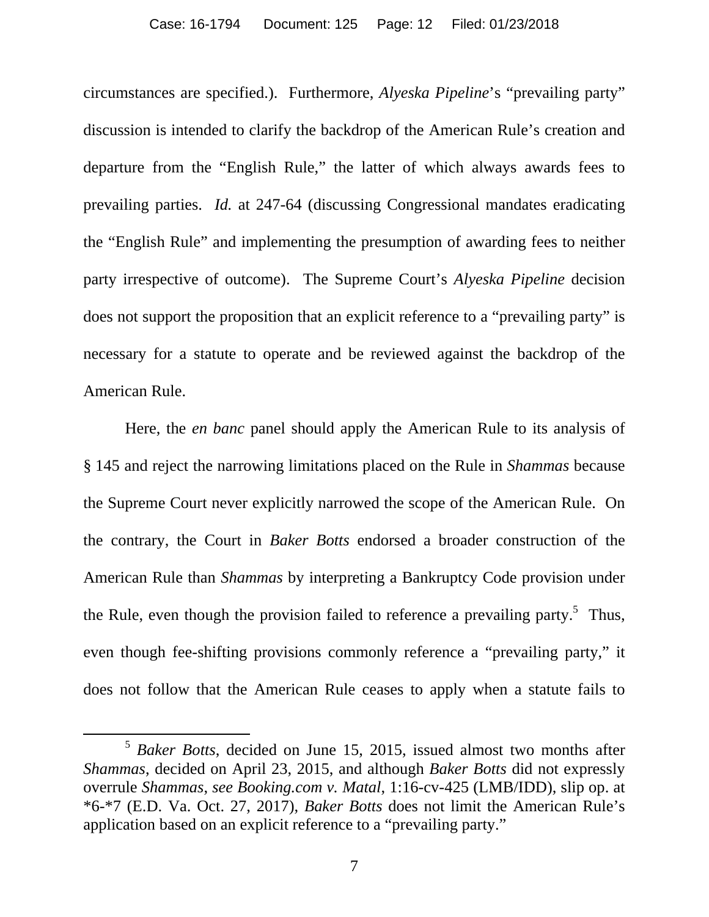circumstances are specified.). Furthermore, *Alyeska Pipeline*'s "prevailing party" discussion is intended to clarify the backdrop of the American Rule's creation and departure from the "English Rule," the latter of which always awards fees to prevailing parties. *Id.* at 247-64 (discussing Congressional mandates eradicating the "English Rule" and implementing the presumption of awarding fees to neither party irrespective of outcome). The Supreme Court's *Alyeska Pipeline* decision does not support the proposition that an explicit reference to a "prevailing party" is necessary for a statute to operate and be reviewed against the backdrop of the American Rule.

Here, the *en banc* panel should apply the American Rule to its analysis of § 145 and reject the narrowing limitations placed on the Rule in *Shammas* because the Supreme Court never explicitly narrowed the scope of the American Rule. On the contrary, the Court in *Baker Botts* endorsed a broader construction of the American Rule than *Shammas* by interpreting a Bankruptcy Code provision under the Rule, even though the provision failed to reference a prevailing party.[5] Thus, even though fee-shifting provisions commonly reference a "prevailing party," it does not follow that the American Rule ceases to apply when a statute fails to

---

[5] *Baker Botts*, decided on June 15, 2015, issued almost two months after *Shammas*, decided on April 23, 2015, and although *Baker Botts* did not expressly overrule *Shammas*, *see Booking.com v. Matal*, 1:16-cv-425 (LMB/IDD), slip op. at *6-*7 (E.D. Va. Oct. 27, 2017), *Baker Botts* does not limit the American Rule's application based on an explicit reference to a "prevailing party."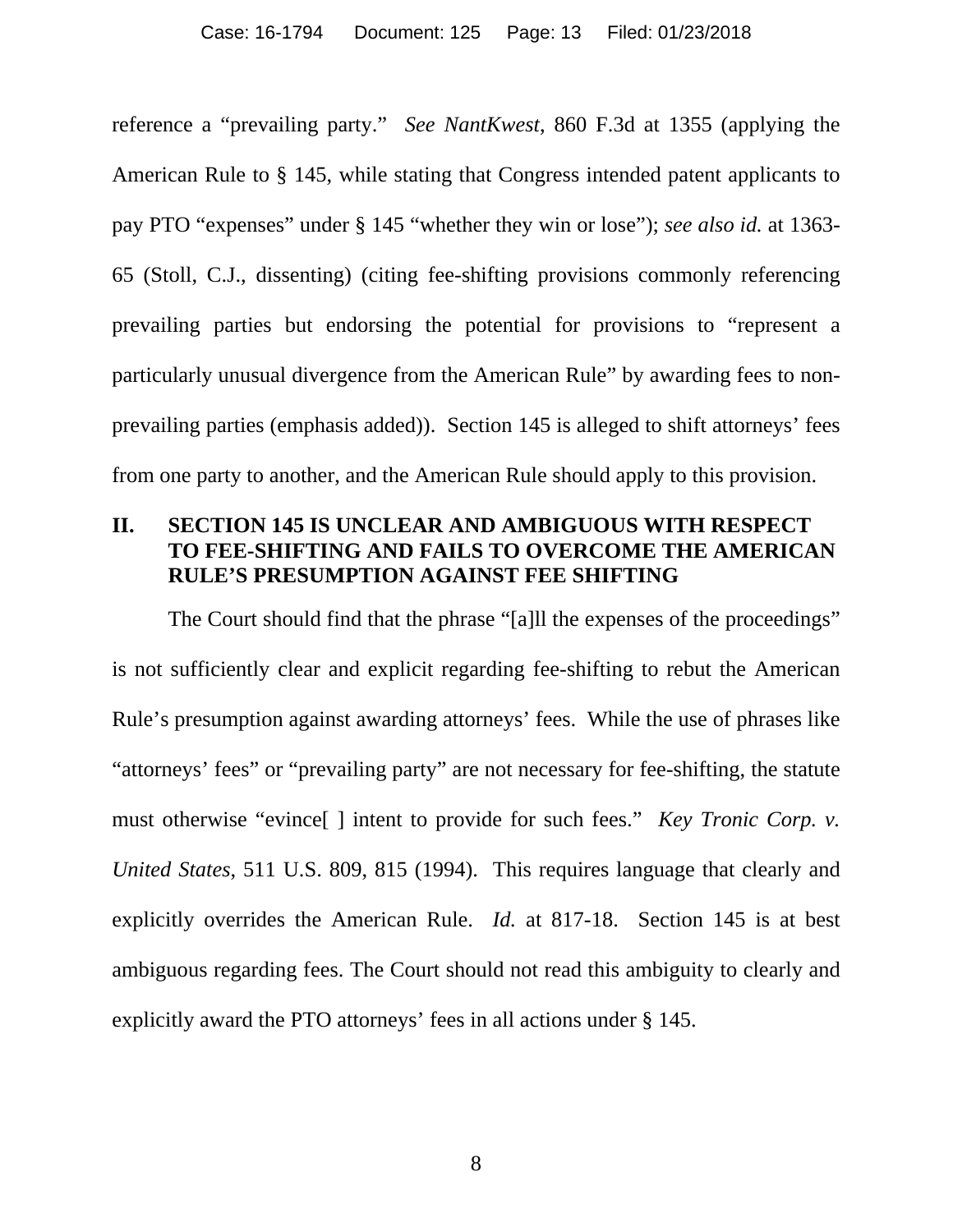reference a "prevailing party." *See NantKwest*, 860 F.3d at 1355 (applying the American Rule to § 145, while stating that Congress intended patent applicants to pay PTO "expenses" under § 145 "whether they win or lose"); *see also id.* at 1363-65 (Stoll, C.J., dissenting) (citing fee-shifting provisions commonly referencing prevailing parties but endorsing the potential for provisions to "represent a particularly unusual divergence from the American Rule" by awarding fees to non-prevailing parties (emphasis added)). Section 145 is alleged to shift attorneys' fees from one party to another, and the American Rule should apply to this provision.

## II. SECTION 145 IS UNCLEAR AND AMBIGUOUS WITH RESPECT TO FEE-SHIFTING AND FAILS TO OVERCOME THE AMERICAN RULE'S PRESUMPTION AGAINST FEE SHIFTING

The Court should find that the phrase "[a]ll the expenses of the proceedings" is not sufficiently clear and explicit regarding fee-shifting to rebut the American Rule's presumption against awarding attorneys' fees. While the use of phrases like "attorneys' fees" or "prevailing party" are not necessary for fee-shifting, the statute must otherwise "evince[ ] intent to provide for such fees." *Key Tronic Corp. v. United States*, 511 U.S. 809, 815 (1994). This requires language that clearly and explicitly overrides the American Rule. *Id.* at 817-18. Section 145 is at best ambiguous regarding fees. The Court should not read this ambiguity to clearly and explicitly award the PTO attorneys' fees in all actions under § 145.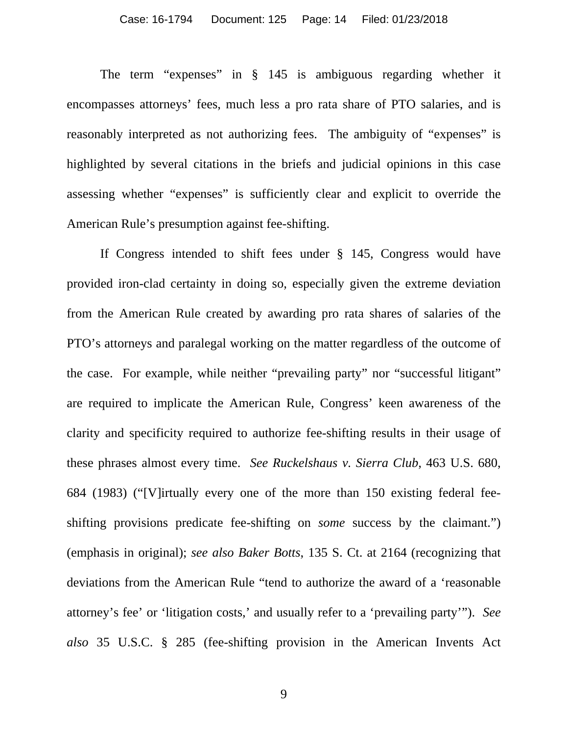The term "expenses" in § 145 is ambiguous regarding whether it encompasses attorneys' fees, much less a pro rata share of PTO salaries, and is reasonably interpreted as not authorizing fees. The ambiguity of "expenses" is highlighted by several citations in the briefs and judicial opinions in this case assessing whether "expenses" is sufficiently clear and explicit to override the American Rule's presumption against fee-shifting.

If Congress intended to shift fees under § 145, Congress would have provided iron-clad certainty in doing so, especially given the extreme deviation from the American Rule created by awarding pro rata shares of salaries of the PTO's attorneys and paralegal working on the matter regardless of the outcome of the case. For example, while neither "prevailing party" nor "successful litigant" are required to implicate the American Rule, Congress' keen awareness of the clarity and specificity required to authorize fee-shifting results in their usage of these phrases almost every time. *See Ruckelshaus v. Sierra Club*, 463 U.S. 680, 684 (1983) ("[V]irtually every one of the more than 150 existing federal fee-shifting provisions predicate fee-shifting on *some* success by the claimant.") (emphasis in original); *see also Baker Botts*, 135 S. Ct. at 2164 (recognizing that deviations from the American Rule "tend to authorize the award of a 'reasonable attorney's fee' or 'litigation costs,' and usually refer to a 'prevailing party'"). *See also* 35 U.S.C. § 285 (fee-shifting provision in the American Invents Act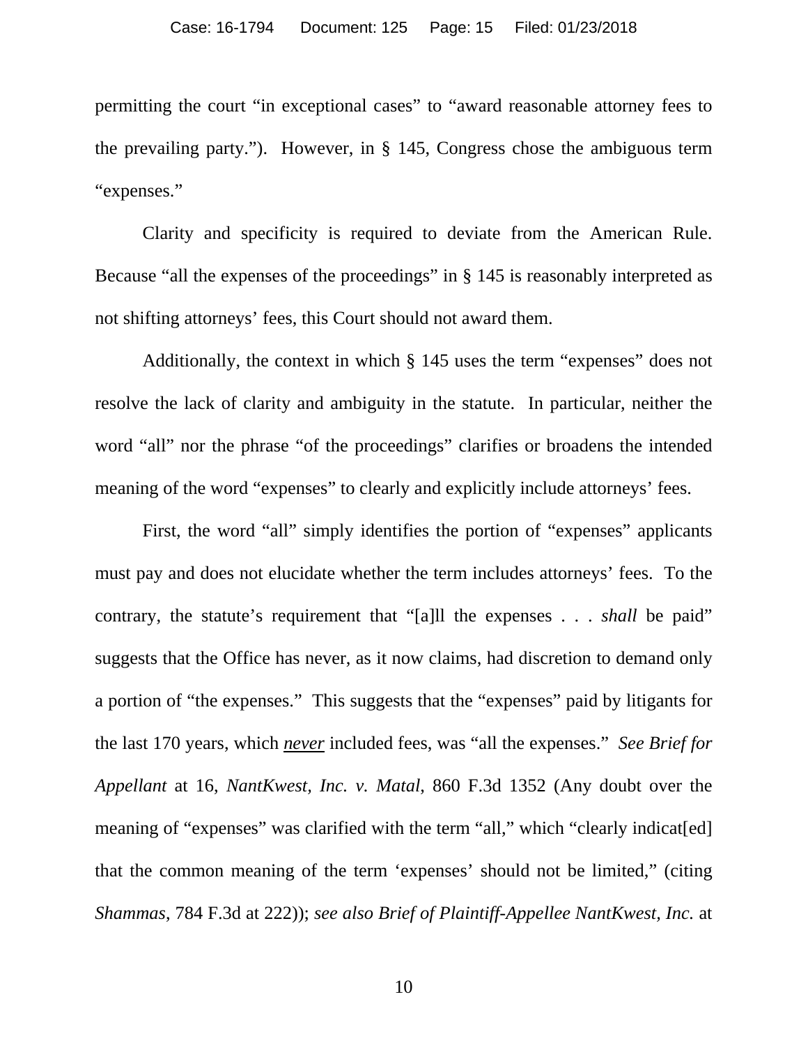permitting the court "in exceptional cases" to "award reasonable attorney fees to the prevailing party."). However, in § 145, Congress chose the ambiguous term "expenses."

Clarity and specificity is required to deviate from the American Rule. Because "all the expenses of the proceedings" in § 145 is reasonably interpreted as not shifting attorneys' fees, this Court should not award them.

Additionally, the context in which § 145 uses the term "expenses" does not resolve the lack of clarity and ambiguity in the statute. In particular, neither the word "all" nor the phrase "of the proceedings" clarifies or broadens the intended meaning of the word "expenses" to clearly and explicitly include attorneys' fees.

First, the word "all" simply identifies the portion of "expenses" applicants must pay and does not elucidate whether the term includes attorneys' fees. To the contrary, the statute's requirement that "[a]ll the expenses . . . *shall* be paid" suggests that the Office has never, as it now claims, had discretion to demand only a portion of "the expenses." This suggests that the "expenses" paid by litigants for the last 170 years, which ***never*** included fees, was "all the expenses." *See Brief for Appellant* at 16, *NantKwest, Inc. v. Matal*, 860 F.3d 1352 (Any doubt over the meaning of "expenses" was clarified with the term "all," which "clearly indicat[ed] that the common meaning of the term 'expenses' should not be limited," (citing *Shammas*, 784 F.3d at 222)); *see also Brief of Plaintiff-Appellee NantKwest, Inc.* at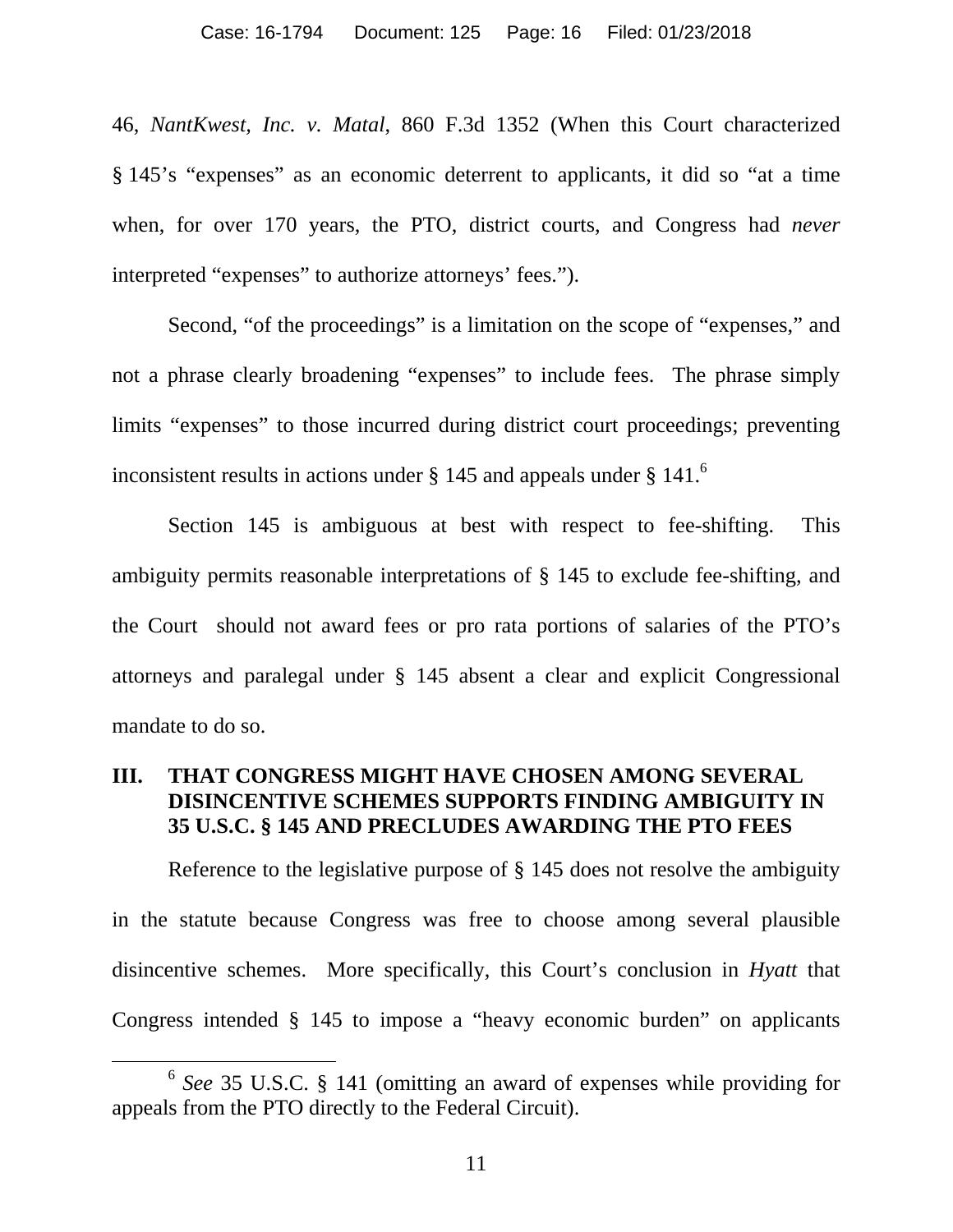46, *NantKwest, Inc. v. Matal*, 860 F.3d 1352 (When this Court characterized § 145's "expenses" as an economic deterrent to applicants, it did so "at a time when, for over 170 years, the PTO, district courts, and Congress had *never* interpreted "expenses" to authorize attorneys' fees.").

Second, "of the proceedings" is a limitation on the scope of "expenses," and not a phrase clearly broadening "expenses" to include fees. The phrase simply limits "expenses" to those incurred during district court proceedings; preventing inconsistent results in actions under § 145 and appeals under § 141.[6]

Section 145 is ambiguous at best with respect to fee-shifting. This ambiguity permits reasonable interpretations of § 145 to exclude fee-shifting, and the Court should not award fees or pro rata portions of salaries of the PTO's attorneys and paralegal under § 145 absent a clear and explicit Congressional mandate to do so.

## III. THAT CONGRESS MIGHT HAVE CHOSEN AMONG SEVERAL DISINCENTIVE SCHEMES SUPPORTS FINDING AMBIGUITY IN 35 U.S.C. § 145 AND PRECLUDES AWARDING THE PTO FEES

Reference to the legislative purpose of § 145 does not resolve the ambiguity in the statute because Congress was free to choose among several plausible disincentive schemes. More specifically, this Court's conclusion in *Hyatt* that Congress intended § 145 to impose a "heavy economic burden" on applicants

---

[6] *See* 35 U.S.C. § 141 (omitting an award of expenses while providing for appeals from the PTO directly to the Federal Circuit).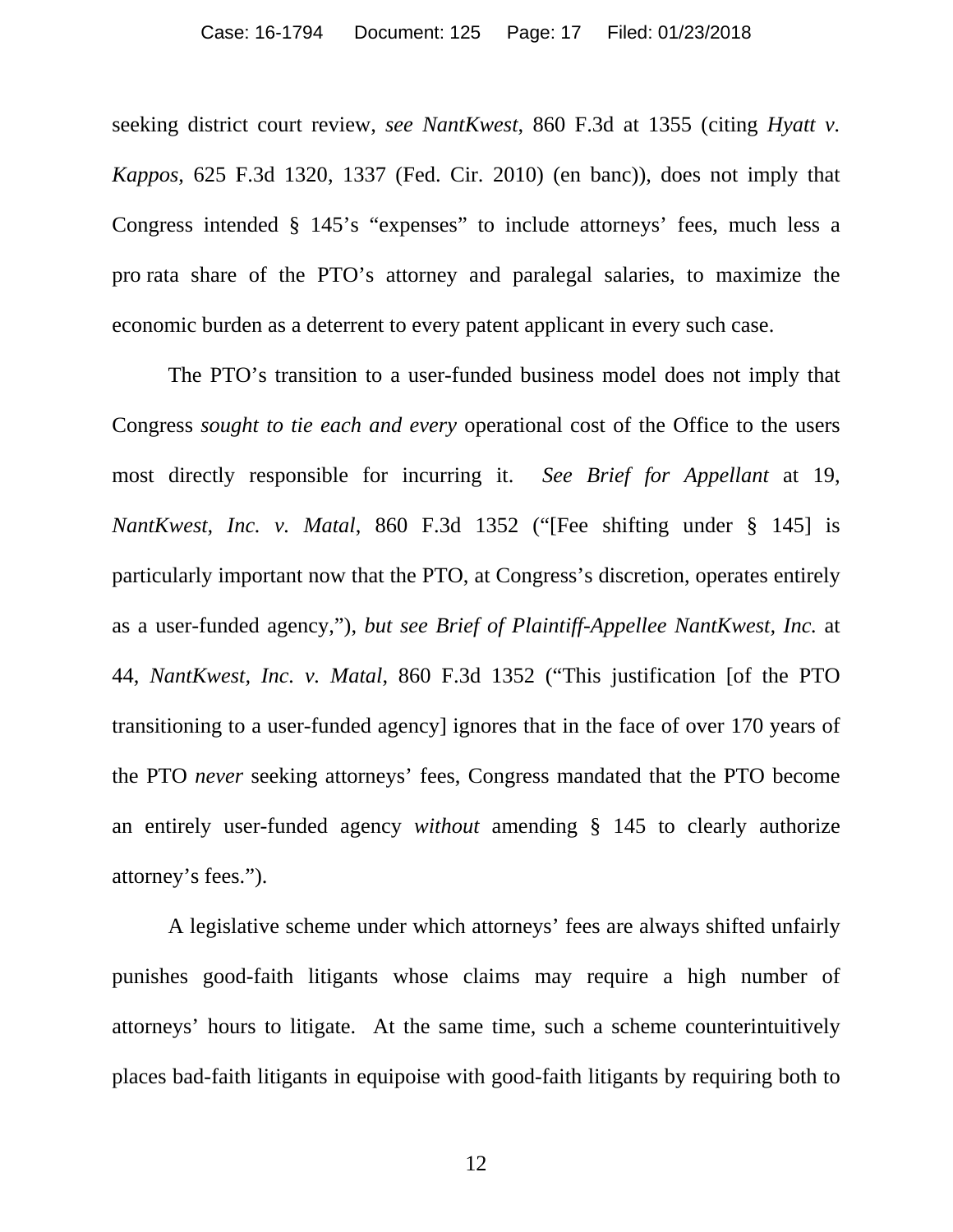seeking district court review, *see NantKwest*, 860 F.3d at 1355 (citing *Hyatt v. Kappos*, 625 F.3d 1320, 1337 (Fed. Cir. 2010) (en banc)), does not imply that Congress intended § 145's "expenses" to include attorneys' fees, much less a pro rata share of the PTO's attorney and paralegal salaries, to maximize the economic burden as a deterrent to every patent applicant in every such case.

The PTO's transition to a user-funded business model does not imply that Congress *sought to tie each and every* operational cost of the Office to the users most directly responsible for incurring it. *See Brief for Appellant* at 19, *NantKwest, Inc. v. Matal*, 860 F.3d 1352 ("[Fee shifting under § 145] is particularly important now that the PTO, at Congress's discretion, operates entirely as a user-funded agency,"), *but see Brief of Plaintiff-Appellee NantKwest, Inc.* at 44, *NantKwest, Inc. v. Matal*, 860 F.3d 1352 ("This justification [of the PTO transitioning to a user-funded agency] ignores that in the face of over 170 years of the PTO *never* seeking attorneys' fees, Congress mandated that the PTO become an entirely user-funded agency *without* amending § 145 to clearly authorize attorney's fees.").

A legislative scheme under which attorneys' fees are always shifted unfairly punishes good-faith litigants whose claims may require a high number of attorneys' hours to litigate. At the same time, such a scheme counterintuitively places bad-faith litigants in equipoise with good-faith litigants by requiring both to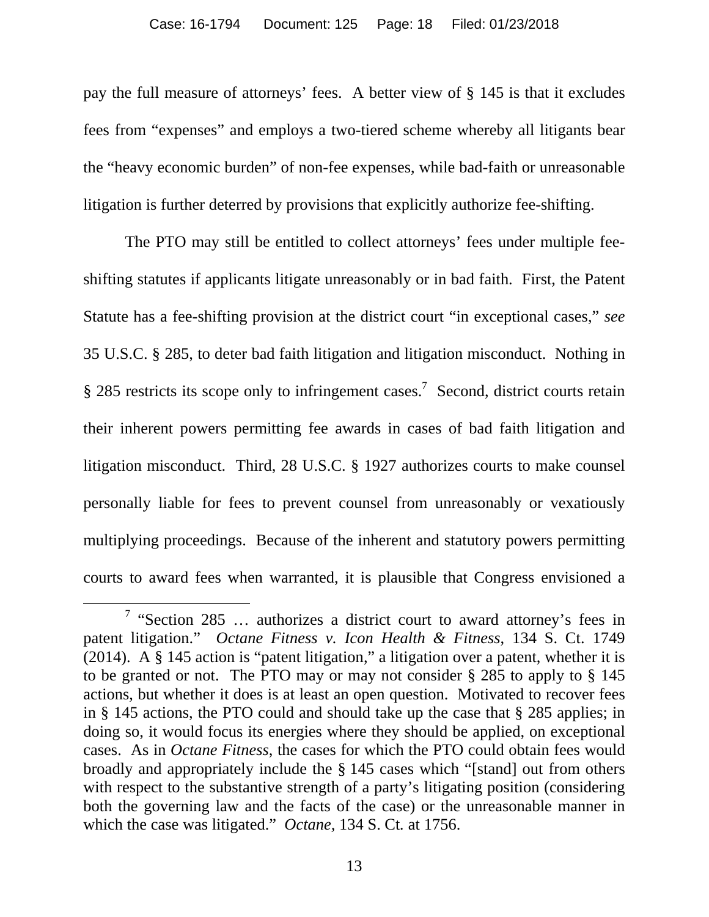pay the full measure of attorneys' fees. A better view of § 145 is that it excludes fees from "expenses" and employs a two-tiered scheme whereby all litigants bear the "heavy economic burden" of non-fee expenses, while bad-faith or unreasonable litigation is further deterred by provisions that explicitly authorize fee-shifting.

The PTO may still be entitled to collect attorneys' fees under multiple fee-shifting statutes if applicants litigate unreasonably or in bad faith. First, the Patent Statute has a fee-shifting provision at the district court "in exceptional cases," *see* 35 U.S.C. § 285, to deter bad faith litigation and litigation misconduct. Nothing in § 285 restricts its scope only to infringement cases.[7] Second, district courts retain their inherent powers permitting fee awards in cases of bad faith litigation and litigation misconduct. Third, 28 U.S.C. § 1927 authorizes courts to make counsel personally liable for fees to prevent counsel from unreasonably or vexatiously multiplying proceedings. Because of the inherent and statutory powers permitting courts to award fees when warranted, it is plausible that Congress envisioned a

---

[7] "Section 285 … authorizes a district court to award attorney's fees in patent litigation." *Octane Fitness v. Icon Health & Fitness*, 134 S. Ct. 1749 (2014). A § 145 action is "patent litigation," a litigation over a patent, whether it is to be granted or not. The PTO may or may not consider § 285 to apply to § 145 actions, but whether it does is at least an open question. Motivated to recover fees in § 145 actions, the PTO could and should take up the case that § 285 applies; in doing so, it would focus its energies where they should be applied, on exceptional cases. As in *Octane Fitness*, the cases for which the PTO could obtain fees would broadly and appropriately include the § 145 cases which "[stand] out from others with respect to the substantive strength of a party's litigating position (considering both the governing law and the facts of the case) or the unreasonable manner in which the case was litigated." *Octane,* 134 S. Ct. at 1756.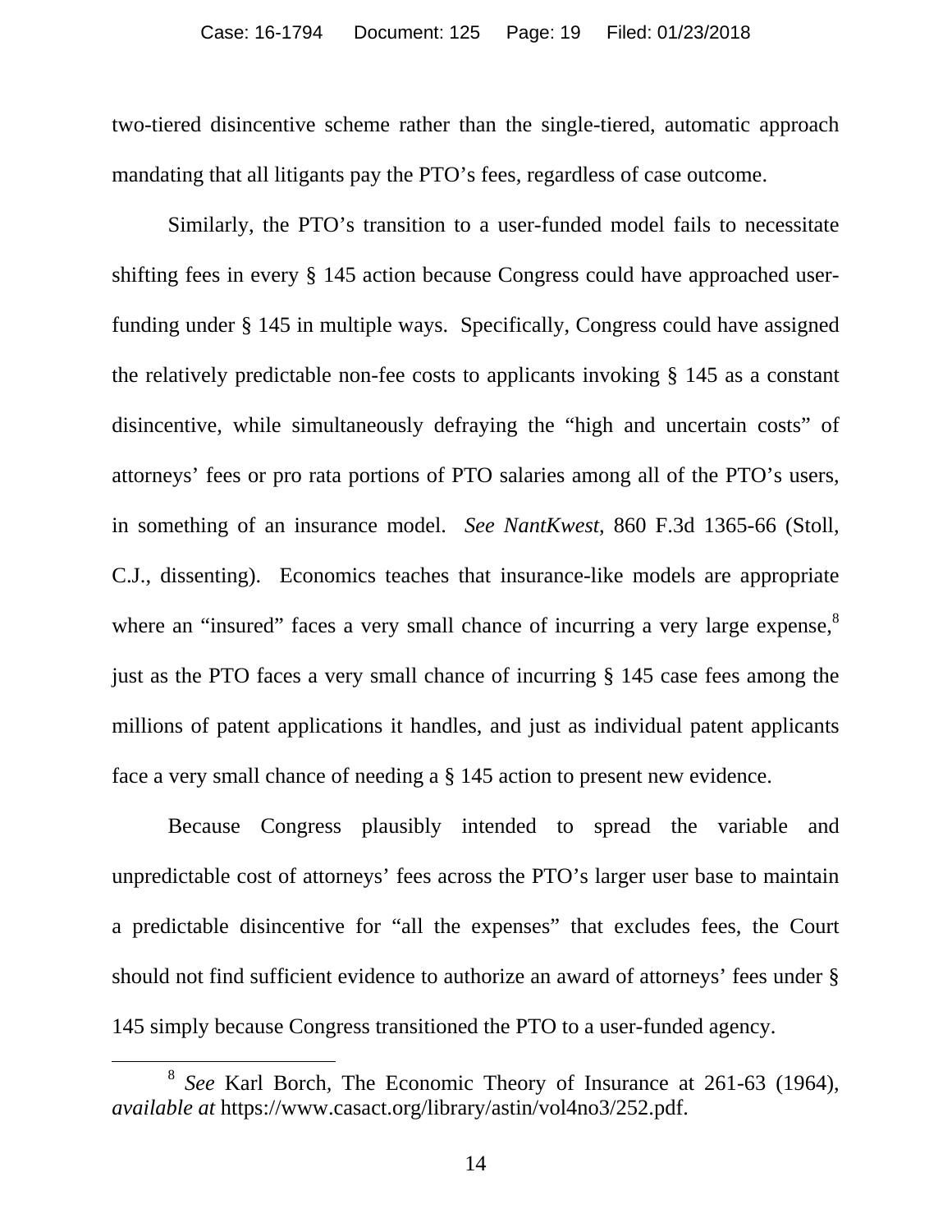two-tiered disincentive scheme rather than the single-tiered, automatic approach mandating that all litigants pay the PTO's fees, regardless of case outcome.

Similarly, the PTO's transition to a user-funded model fails to necessitate shifting fees in every § 145 action because Congress could have approached user-funding under § 145 in multiple ways. Specifically, Congress could have assigned the relatively predictable non-fee costs to applicants invoking § 145 as a constant disincentive, while simultaneously defraying the "high and uncertain costs" of attorneys' fees or pro rata portions of PTO salaries among all of the PTO's users, in something of an insurance model. *See NantKwest*, 860 F.3d 1365-66 (Stoll, C.J., dissenting). Economics teaches that insurance-like models are appropriate where an "insured" faces a very small chance of incurring a very large expense,[8] just as the PTO faces a very small chance of incurring § 145 case fees among the millions of patent applications it handles, and just as individual patent applicants face a very small chance of needing a § 145 action to present new evidence.

Because Congress plausibly intended to spread the variable and unpredictable cost of attorneys' fees across the PTO's larger user base to maintain a predictable disincentive for "all the expenses" that excludes fees, the Court should not find sufficient evidence to authorize an award of attorneys' fees under § 145 simply because Congress transitioned the PTO to a user-funded agency.

---

[8] *See* Karl Borch, The Economic Theory of Insurance at 261-63 (1964), *available at* https://www.casact.org/library/astin/vol4no3/252.pdf.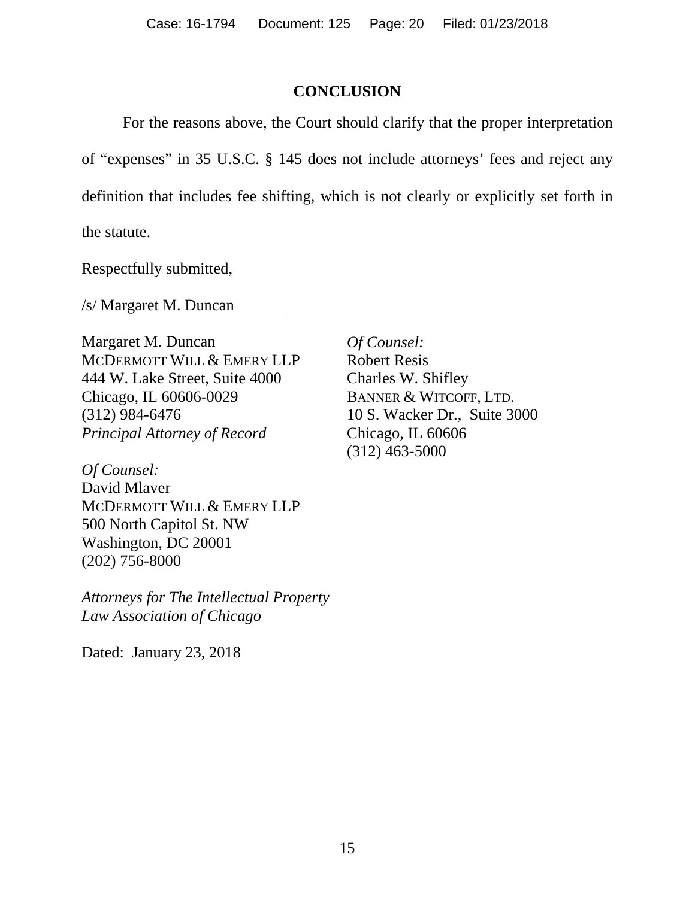## CONCLUSION

For the reasons above, the Court should clarify that the proper interpretation of "expenses" in 35 U.S.C. § 145 does not include attorneys' fees and reject any definition that includes fee shifting, which is not clearly or explicitly set forth in the statute.

Respectfully submitted,

/s/ Margaret M. Duncan

Margaret M. Duncan
MCDERMOTT WILL & EMERY LLP
444 W. Lake Street, Suite 4000
Chicago, IL 60606-0029
(312) 984-6476
*Principal Attorney of Record*

*Of Counsel:*
David Mlaver
MCDERMOTT WILL & EMERY LLP
500 North Capitol St. NW
Washington, DC 20001
(202) 756-8000

*Of Counsel:*
Robert Resis
Charles W. Shifley
BANNER & WITCOFF, LTD.
10 S. Wacker Dr., Suite 3000
Chicago, IL 60606
(312) 463-5000

*Attorneys for The Intellectual Property Law Association of Chicago*

Dated: January 23, 2018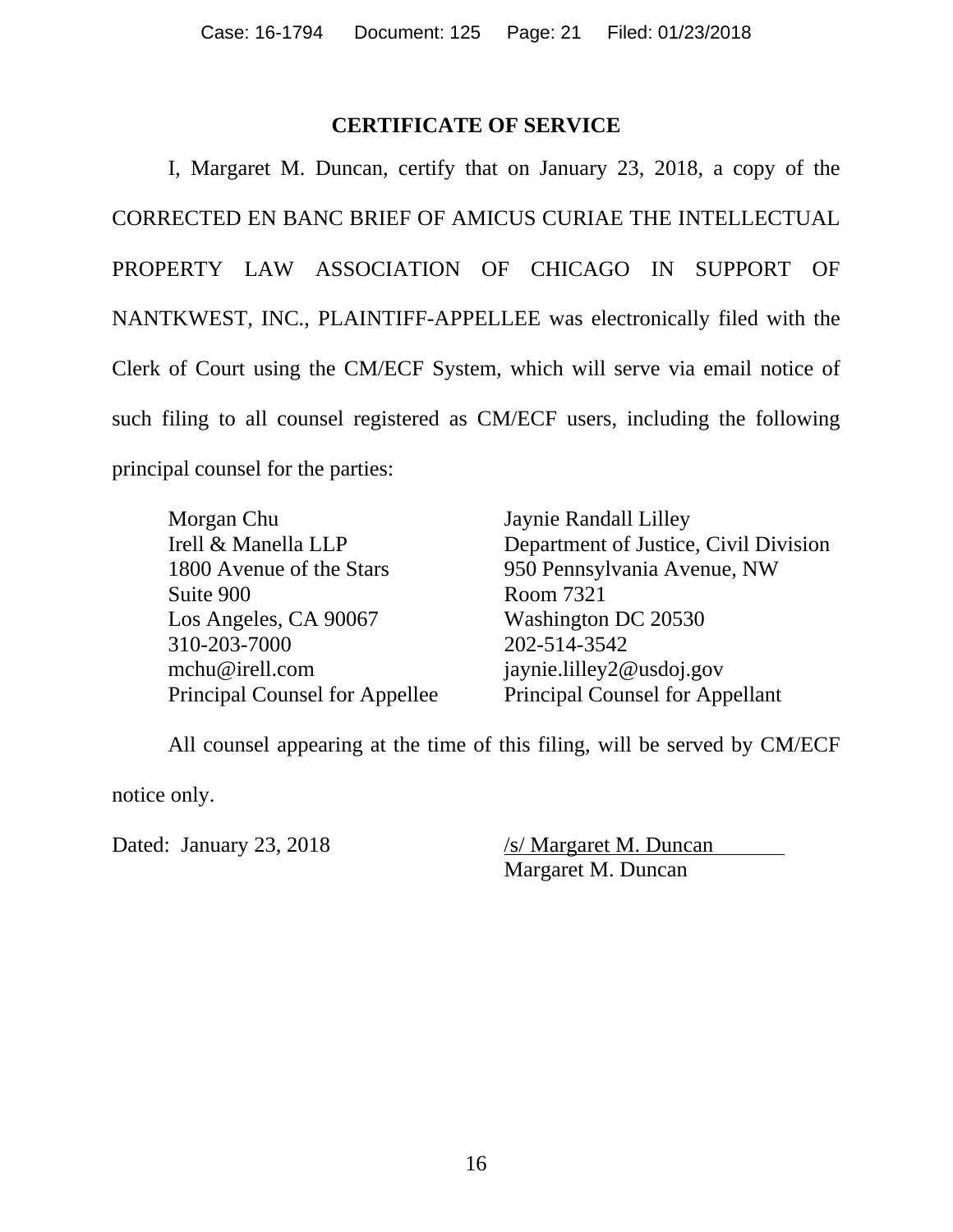## CERTIFICATE OF SERVICE

I, Margaret M. Duncan, certify that on January 23, 2018, a copy of the CORRECTED EN BANC BRIEF OF AMICUS CURIAE THE INTELLECTUAL PROPERTY LAW ASSOCIATION OF CHICAGO IN SUPPORT OF NANTKWEST, INC., PLAINTIFF-APPELLEE was electronically filed with the Clerk of Court using the CM/ECF System, which will serve via email notice of such filing to all counsel registered as CM/ECF users, including the following principal counsel for the parties:

Morgan Chu
Irell & Manella LLP
1800 Avenue of the Stars
Suite 900
Los Angeles, CA 90067
310-203-7000
mchu@irell.com
Principal Counsel for Appellee

Jaynie Randall Lilley
Department of Justice, Civil Division
950 Pennsylvania Avenue, NW
Room 7321
Washington DC 20530
202-514-3542
jaynie.lilley2@usdoj.gov
Principal Counsel for Appellant

All counsel appearing at the time of this filing, will be served by CM/ECF notice only.

Dated: January 23, 2018

/s/ Margaret M. Duncan
Margaret M. Duncan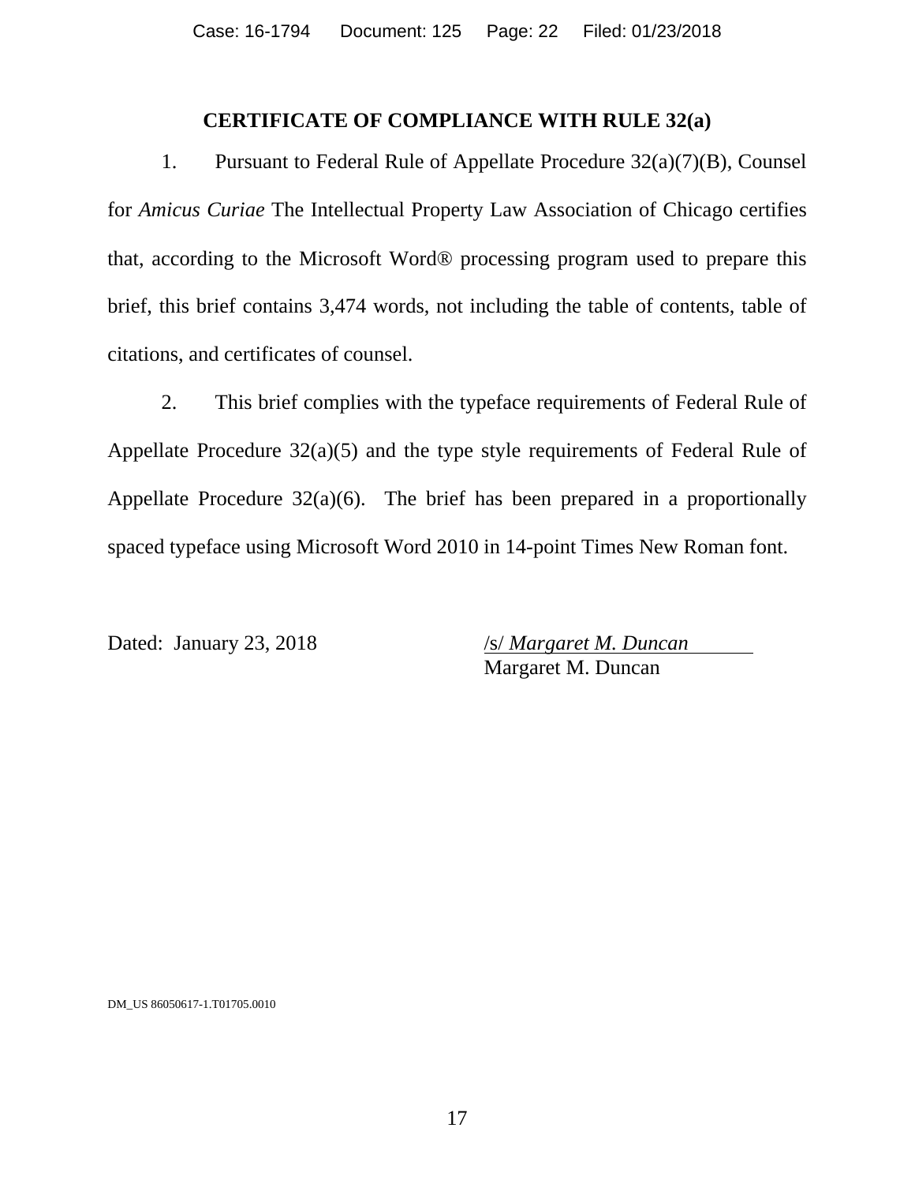## CERTIFICATE OF COMPLIANCE WITH RULE 32(a)

1. Pursuant to Federal Rule of Appellate Procedure 32(a)(7)(B), Counsel for *Amicus Curiae* The Intellectual Property Law Association of Chicago certifies that, according to the Microsoft Word® processing program used to prepare this brief, this brief contains 3,474 words, not including the table of contents, table of citations, and certificates of counsel.

2. This brief complies with the typeface requirements of Federal Rule of Appellate Procedure 32(a)(5) and the type style requirements of Federal Rule of Appellate Procedure 32(a)(6). The brief has been prepared in a proportionally spaced typeface using Microsoft Word 2010 in 14-point Times New Roman font.

Dated: January 23, 2018

/s/ *Margaret M. Duncan*
Margaret M. Duncan

DM_US 86050617-1.T01705.0010